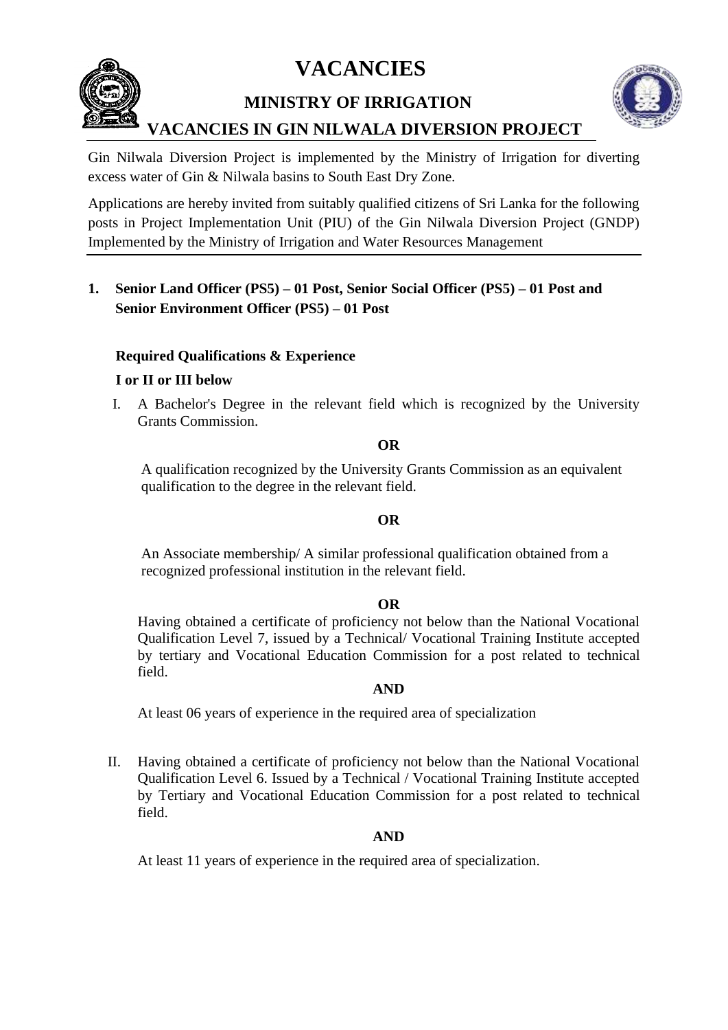# VACANCIES

## MINISTRY OF IRRIGATION

## VACANCIES IN GIN NILWALA DIVERSION PROJECT

Gin Nilwala Diversion Project is implemented by the Ministry of Irrigation for diverting excess water of Gin & Nilwala basins to South East Dry Zone.

Applications are hereby invited from suitably qualified citizens of Sri Lanka for the following posts in Project Implementation Unit (PIU) of the Gin Nilwala Diversion Project (GNDP) Implemented by the Ministry of Irrigation and Water Resources Management

---

### 1. Senior Land Officer (PS5) – 01 Post, Senior Social Officer (PS5) – 01 Post and Senior Environment Officer (PS5) – 01 Post

**Required Qualifications & Experience**

**I or II or III below**

I. A Bachelor's Degree in the relevant field which is recognized by the University Grants Commission.

**OR**

A qualification recognized by the University Grants Commission as an equivalent qualification to the degree in the relevant field.

**OR**

An Associate membership/ A similar professional qualification obtained from a recognized professional institution in the relevant field.

**OR**

Having obtained a certificate of proficiency not below than the National Vocational Qualification Level 7, issued by a Technical/ Vocational Training Institute accepted by tertiary and Vocational Education Commission for a post related to technical field.

**AND**

At least 06 years of experience in the required area of specialization

II. Having obtained a certificate of proficiency not below than the National Vocational Qualification Level 6. Issued by a Technical / Vocational Training Institute accepted by Tertiary and Vocational Education Commission for a post related to technical field.

**AND**

At least 11 years of experience in the required area of specialization.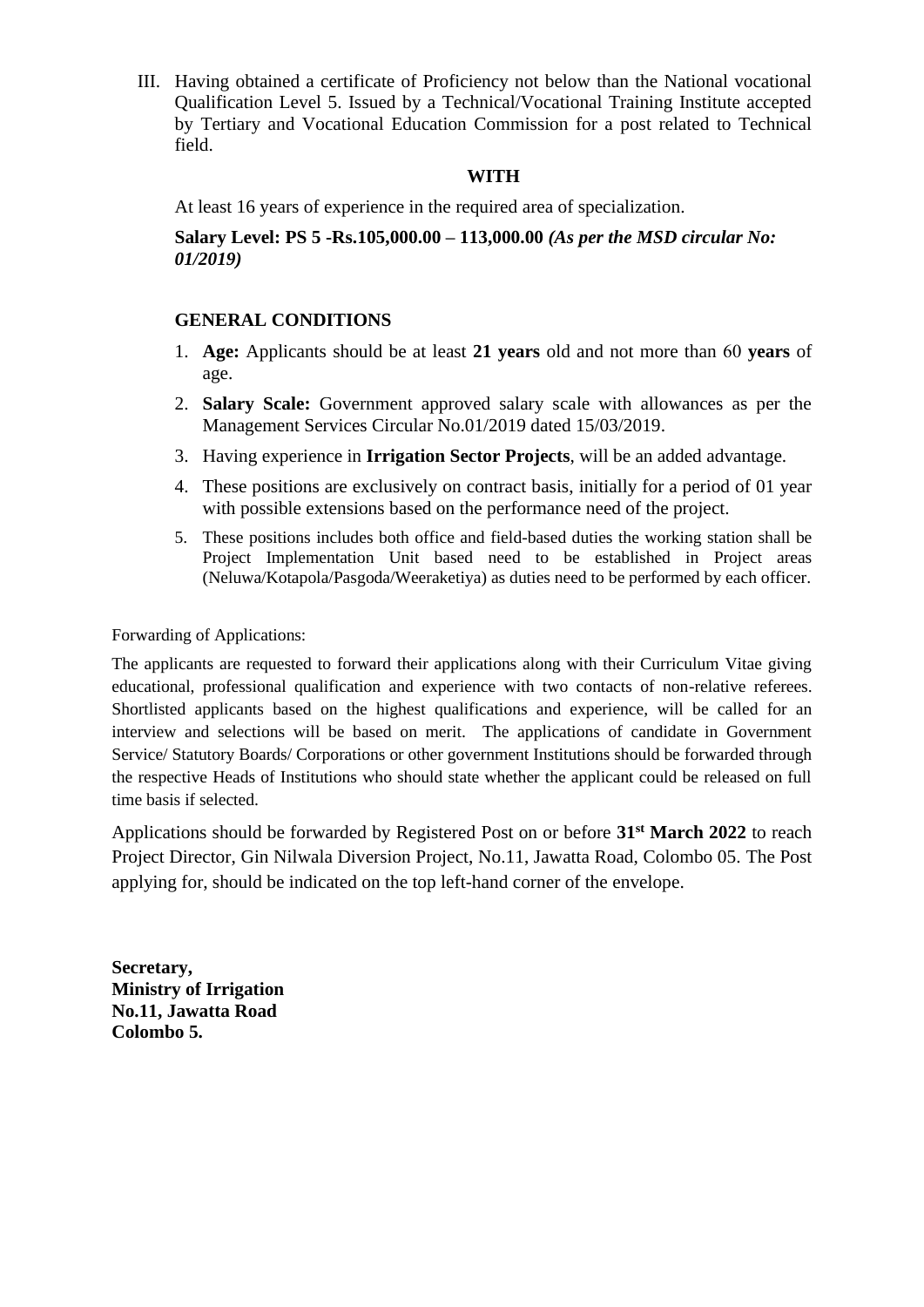III. Having obtained a certificate of Proficiency not below than the National vocational Qualification Level 5. Issued by a Technical/Vocational Training Institute accepted by Tertiary and Vocational Education Commission for a post related to Technical field.

**WITH**

At least 16 years of experience in the required area of specialization.

**Salary Level: PS 5 -Rs.105,000.00 – 113,000.00** ***(As per the MSD circular No: 01/2019)***

## GENERAL CONDITIONS

1. **Age:** Applicants should be at least **21 years** old and not more than 60 **years** of age.
2. **Salary Scale:** Government approved salary scale with allowances as per the Management Services Circular No.01/2019 dated 15/03/2019.
3. Having experience in **Irrigation Sector Projects**, will be an added advantage.
4. These positions are exclusively on contract basis, initially for a period of 01 year with possible extensions based on the performance need of the project.
5. These positions includes both office and field-based duties the working station shall be Project Implementation Unit based need to be established in Project areas (Neluwa/Kotapola/Pasgoda/Weeraketiya) as duties need to be performed by each officer.

Forwarding of Applications:

The applicants are requested to forward their applications along with their Curriculum Vitae giving educational, professional qualification and experience with two contacts of non-relative referees. Shortlisted applicants based on the highest qualifications and experience, will be called for an interview and selections will be based on merit. The applications of candidate in Government Service/ Statutory Boards/ Corporations or other government Institutions should be forwarded through the respective Heads of Institutions who should state whether the applicant could be released on full time basis if selected.

Applications should be forwarded by Registered Post on or before **31st March 2022** to reach Project Director, Gin Nilwala Diversion Project, No.11, Jawatta Road, Colombo 05. The Post applying for, should be indicated on the top left-hand corner of the envelope.

**Secretary,**
**Ministry of Irrigation**
**No.11, Jawatta Road**
**Colombo 5.**